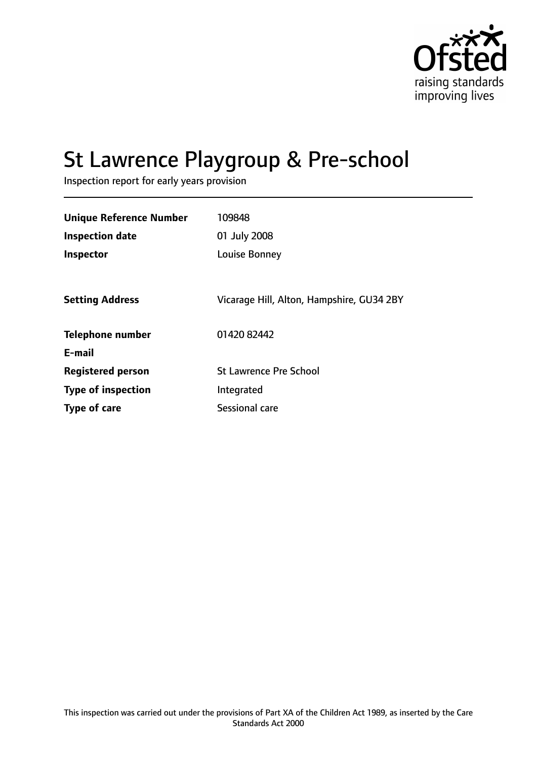# St Lawrence Playgroup & Pre-school

Inspection report for early years provision

| | |
|---|---|
| **Unique Reference Number** | 109848 |
| **Inspection date** | 01 July 2008 |
| **Inspector** | Louise Bonney |
| | |
| **Setting Address** | Vicarage Hill, Alton, Hampshire, GU34 2BY |
| | |
| **Telephone number** | 01420 82442 |
| **E-mail** | |
| **Registered person** | St Lawrence Pre School |
| **Type of inspection** | Integrated |
| **Type of care** | Sessional care |

This inspection was carried out under the provisions of Part XA of the Children Act 1989, as inserted by the Care Standards Act 2000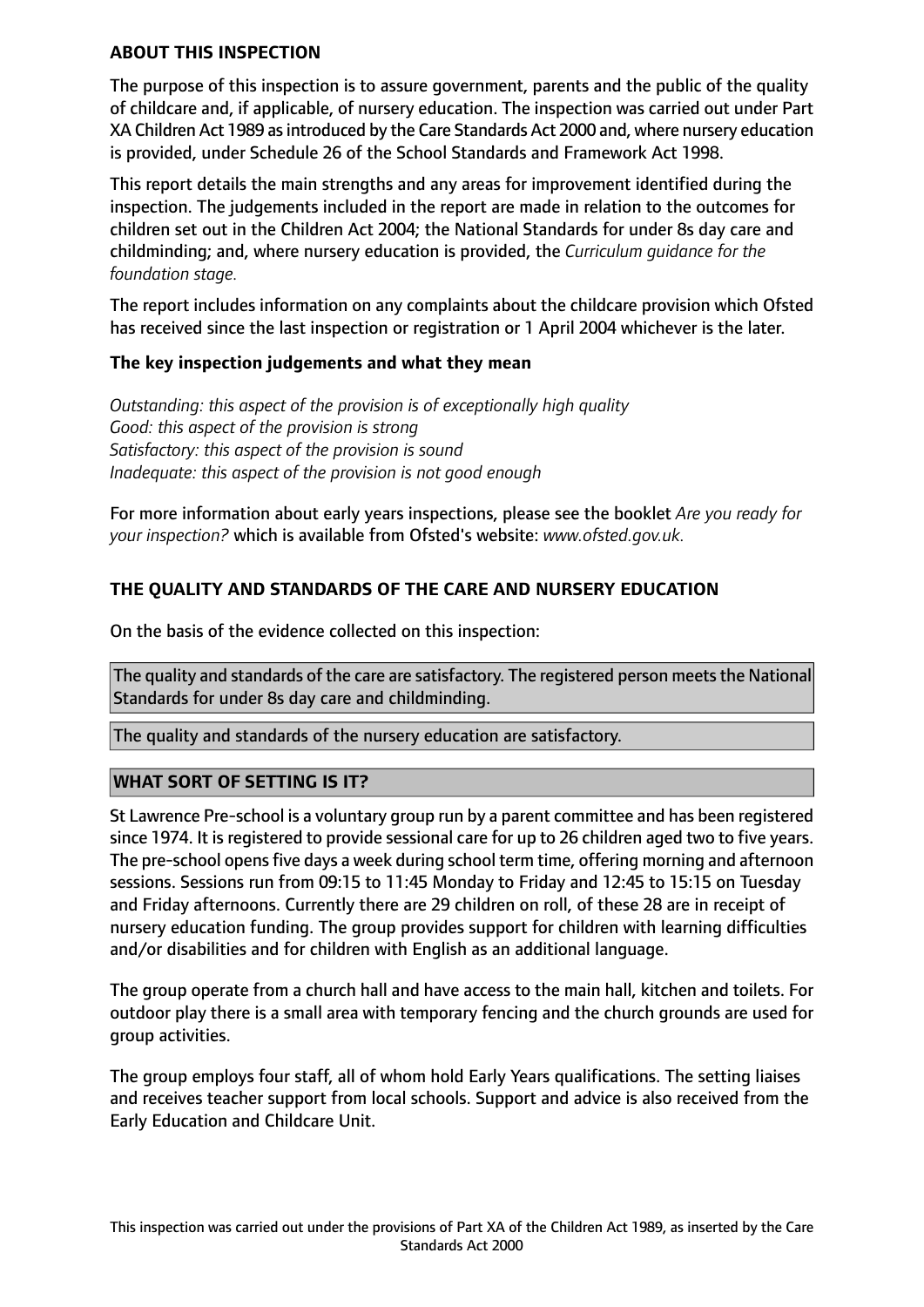## ABOUT THIS INSPECTION

The purpose of this inspection is to assure government, parents and the public of the quality of childcare and, if applicable, of nursery education. The inspection was carried out under Part XA Children Act 1989 as introduced by the Care Standards Act 2000 and, where nursery education is provided, under Schedule 26 of the School Standards and Framework Act 1998.

This report details the main strengths and any areas for improvement identified during the inspection. The judgements included in the report are made in relation to the outcomes for children set out in the Children Act 2004; the National Standards for under 8s day care and childminding; and, where nursery education is provided, the *Curriculum guidance for the foundation stage.*

The report includes information on any complaints about the childcare provision which Ofsted has received since the last inspection or registration or 1 April 2004 whichever is the later.

### The key inspection judgements and what they mean

*Outstanding: this aspect of the provision is of exceptionally high quality*
*Good: this aspect of the provision is strong*
*Satisfactory: this aspect of the provision is sound*
*Inadequate: this aspect of the provision is not good enough*

For more information about early years inspections, please see the booklet *Are you ready for your inspection?* which is available from Ofsted's website: *www.ofsted.gov.uk.*

## THE QUALITY AND STANDARDS OF THE CARE AND NURSERY EDUCATION

On the basis of the evidence collected on this inspection:

The quality and standards of the care are satisfactory. The registered person meets the National Standards for under 8s day care and childminding.

The quality and standards of the nursery education are satisfactory.

## WHAT SORT OF SETTING IS IT?

St Lawrence Pre-school is a voluntary group run by a parent committee and has been registered since 1974. It is registered to provide sessional care for up to 26 children aged two to five years. The pre-school opens five days a week during school term time, offering morning and afternoon sessions. Sessions run from 09:15 to 11:45 Monday to Friday and 12:45 to 15:15 on Tuesday and Friday afternoons. Currently there are 29 children on roll, of these 28 are in receipt of nursery education funding. The group provides support for children with learning difficulties and/or disabilities and for children with English as an additional language.

The group operate from a church hall and have access to the main hall, kitchen and toilets. For outdoor play there is a small area with temporary fencing and the church grounds are used for group activities.

The group employs four staff, all of whom hold Early Years qualifications. The setting liaises and receives teacher support from local schools. Support and advice is also received from the Early Education and Childcare Unit.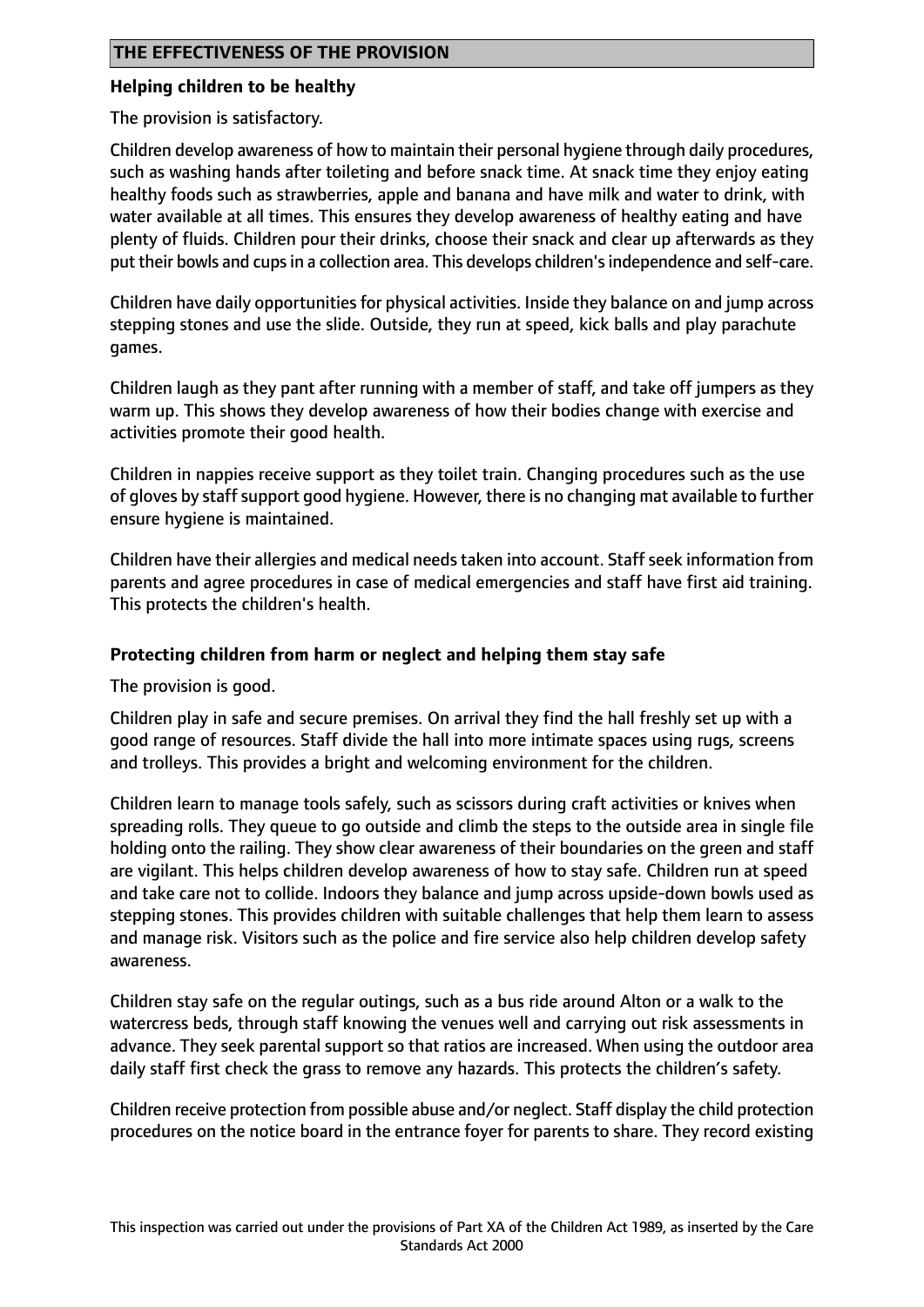## THE EFFECTIVENESS OF THE PROVISION

### Helping children to be healthy

The provision is satisfactory.

Children develop awareness of how to maintain their personal hygiene through daily procedures, such as washing hands after toileting and before snack time. At snack time they enjoy eating healthy foods such as strawberries, apple and banana and have milk and water to drink, with water available at all times. This ensures they develop awareness of healthy eating and have plenty of fluids. Children pour their drinks, choose their snack and clear up afterwards as they put their bowls and cups in a collection area. This develops children's independence and self-care.

Children have daily opportunities for physical activities. Inside they balance on and jump across stepping stones and use the slide. Outside, they run at speed, kick balls and play parachute games.

Children laugh as they pant after running with a member of staff, and take off jumpers as they warm up. This shows they develop awareness of how their bodies change with exercise and activities promote their good health.

Children in nappies receive support as they toilet train. Changing procedures such as the use of gloves by staff support good hygiene. However, there is no changing mat available to further ensure hygiene is maintained.

Children have their allergies and medical needs taken into account. Staff seek information from parents and agree procedures in case of medical emergencies and staff have first aid training. This protects the children's health.

### Protecting children from harm or neglect and helping them stay safe

The provision is good.

Children play in safe and secure premises. On arrival they find the hall freshly set up with a good range of resources. Staff divide the hall into more intimate spaces using rugs, screens and trolleys. This provides a bright and welcoming environment for the children.

Children learn to manage tools safely, such as scissors during craft activities or knives when spreading rolls. They queue to go outside and climb the steps to the outside area in single file holding onto the railing. They show clear awareness of their boundaries on the green and staff are vigilant. This helps children develop awareness of how to stay safe. Children run at speed and take care not to collide. Indoors they balance and jump across upside-down bowls used as stepping stones. This provides children with suitable challenges that help them learn to assess and manage risk. Visitors such as the police and fire service also help children develop safety awareness.

Children stay safe on the regular outings, such as a bus ride around Alton or a walk to the watercress beds, through staff knowing the venues well and carrying out risk assessments in advance. They seek parental support so that ratios are increased. When using the outdoor area daily staff first check the grass to remove any hazards. This protects the children's safety.

Children receive protection from possible abuse and/or neglect. Staff display the child protection procedures on the notice board in the entrance foyer for parents to share. They record existing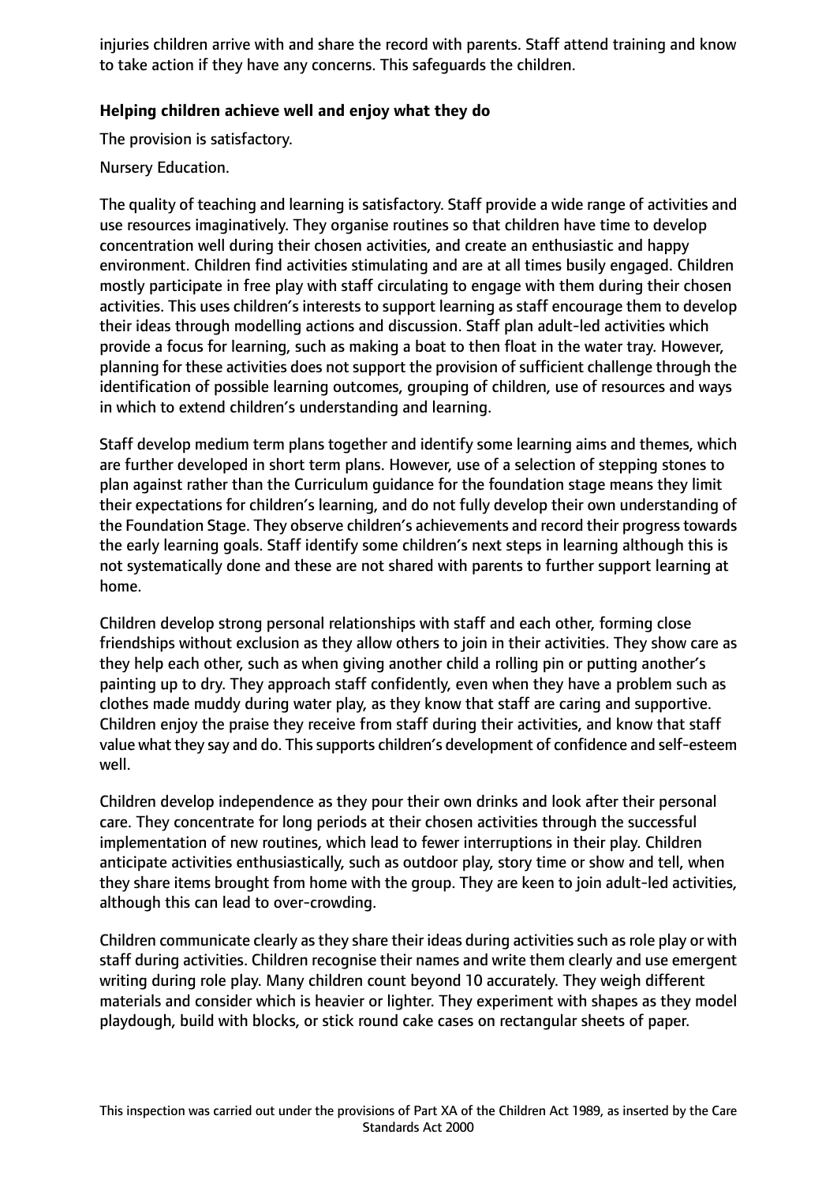injuries children arrive with and share the record with parents. Staff attend training and know to take action if they have any concerns. This safeguards the children.

**Helping children achieve well and enjoy what they do**

The provision is satisfactory.

Nursery Education.

The quality of teaching and learning is satisfactory. Staff provide a wide range of activities and use resources imaginatively. They organise routines so that children have time to develop concentration well during their chosen activities, and create an enthusiastic and happy environment. Children find activities stimulating and are at all times busily engaged. Children mostly participate in free play with staff circulating to engage with them during their chosen activities. This uses children's interests to support learning as staff encourage them to develop their ideas through modelling actions and discussion. Staff plan adult-led activities which provide a focus for learning, such as making a boat to then float in the water tray. However, planning for these activities does not support the provision of sufficient challenge through the identification of possible learning outcomes, grouping of children, use of resources and ways in which to extend children's understanding and learning.

Staff develop medium term plans together and identify some learning aims and themes, which are further developed in short term plans. However, use of a selection of stepping stones to plan against rather than the Curriculum guidance for the foundation stage means they limit their expectations for children's learning, and do not fully develop their own understanding of the Foundation Stage. They observe children's achievements and record their progress towards the early learning goals. Staff identify some children's next steps in learning although this is not systematically done and these are not shared with parents to further support learning at home.

Children develop strong personal relationships with staff and each other, forming close friendships without exclusion as they allow others to join in their activities. They show care as they help each other, such as when giving another child a rolling pin or putting another's painting up to dry. They approach staff confidently, even when they have a problem such as clothes made muddy during water play, as they know that staff are caring and supportive. Children enjoy the praise they receive from staff during their activities, and know that staff value what they say and do. This supports children's development of confidence and self-esteem well.

Children develop independence as they pour their own drinks and look after their personal care. They concentrate for long periods at their chosen activities through the successful implementation of new routines, which lead to fewer interruptions in their play. Children anticipate activities enthusiastically, such as outdoor play, story time or show and tell, when they share items brought from home with the group. They are keen to join adult-led activities, although this can lead to over-crowding.

Children communicate clearly as they share their ideas during activities such as role play or with staff during activities. Children recognise their names and write them clearly and use emergent writing during role play. Many children count beyond 10 accurately. They weigh different materials and consider which is heavier or lighter. They experiment with shapes as they model playdough, build with blocks, or stick round cake cases on rectangular sheets of paper.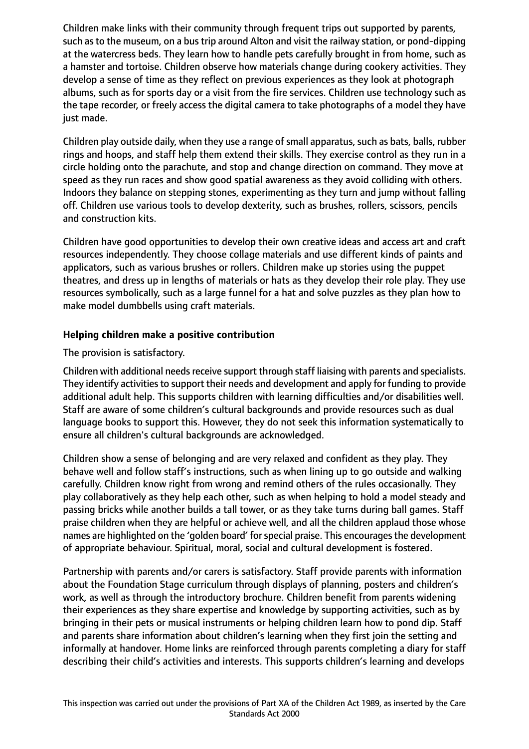Children make links with their community through frequent trips out supported by parents, such as to the museum, on a bus trip around Alton and visit the railway station, or pond-dipping at the watercress beds. They learn how to handle pets carefully brought in from home, such as a hamster and tortoise. Children observe how materials change during cookery activities. They develop a sense of time as they reflect on previous experiences as they look at photograph albums, such as for sports day or a visit from the fire services. Children use technology such as the tape recorder, or freely access the digital camera to take photographs of a model they have just made.

Children play outside daily, when they use a range of small apparatus, such as bats, balls, rubber rings and hoops, and staff help them extend their skills. They exercise control as they run in a circle holding onto the parachute, and stop and change direction on command. They move at speed as they run races and show good spatial awareness as they avoid colliding with others. Indoors they balance on stepping stones, experimenting as they turn and jump without falling off. Children use various tools to develop dexterity, such as brushes, rollers, scissors, pencils and construction kits.

Children have good opportunities to develop their own creative ideas and access art and craft resources independently. They choose collage materials and use different kinds of paints and applicators, such as various brushes or rollers. Children make up stories using the puppet theatres, and dress up in lengths of materials or hats as they develop their role play. They use resources symbolically, such as a large funnel for a hat and solve puzzles as they plan how to make model dumbbells using craft materials.

**Helping children make a positive contribution**

The provision is satisfactory.

Children with additional needs receive support through staff liaising with parents and specialists. They identify activities to support their needs and development and apply for funding to provide additional adult help. This supports children with learning difficulties and/or disabilities well. Staff are aware of some children's cultural backgrounds and provide resources such as dual language books to support this. However, they do not seek this information systematically to ensure all children's cultural backgrounds are acknowledged.

Children show a sense of belonging and are very relaxed and confident as they play. They behave well and follow staff's instructions, such as when lining up to go outside and walking carefully. Children know right from wrong and remind others of the rules occasionally. They play collaboratively as they help each other, such as when helping to hold a model steady and passing bricks while another builds a tall tower, or as they take turns during ball games. Staff praise children when they are helpful or achieve well, and all the children applaud those whose names are highlighted on the 'golden board' for special praise. This encourages the development of appropriate behaviour. Spiritual, moral, social and cultural development is fostered.

Partnership with parents and/or carers is satisfactory. Staff provide parents with information about the Foundation Stage curriculum through displays of planning, posters and children's work, as well as through the introductory brochure. Children benefit from parents widening their experiences as they share expertise and knowledge by supporting activities, such as by bringing in their pets or musical instruments or helping children learn how to pond dip. Staff and parents share information about children's learning when they first join the setting and informally at handover. Home links are reinforced through parents completing a diary for staff describing their child's activities and interests. This supports children's learning and develops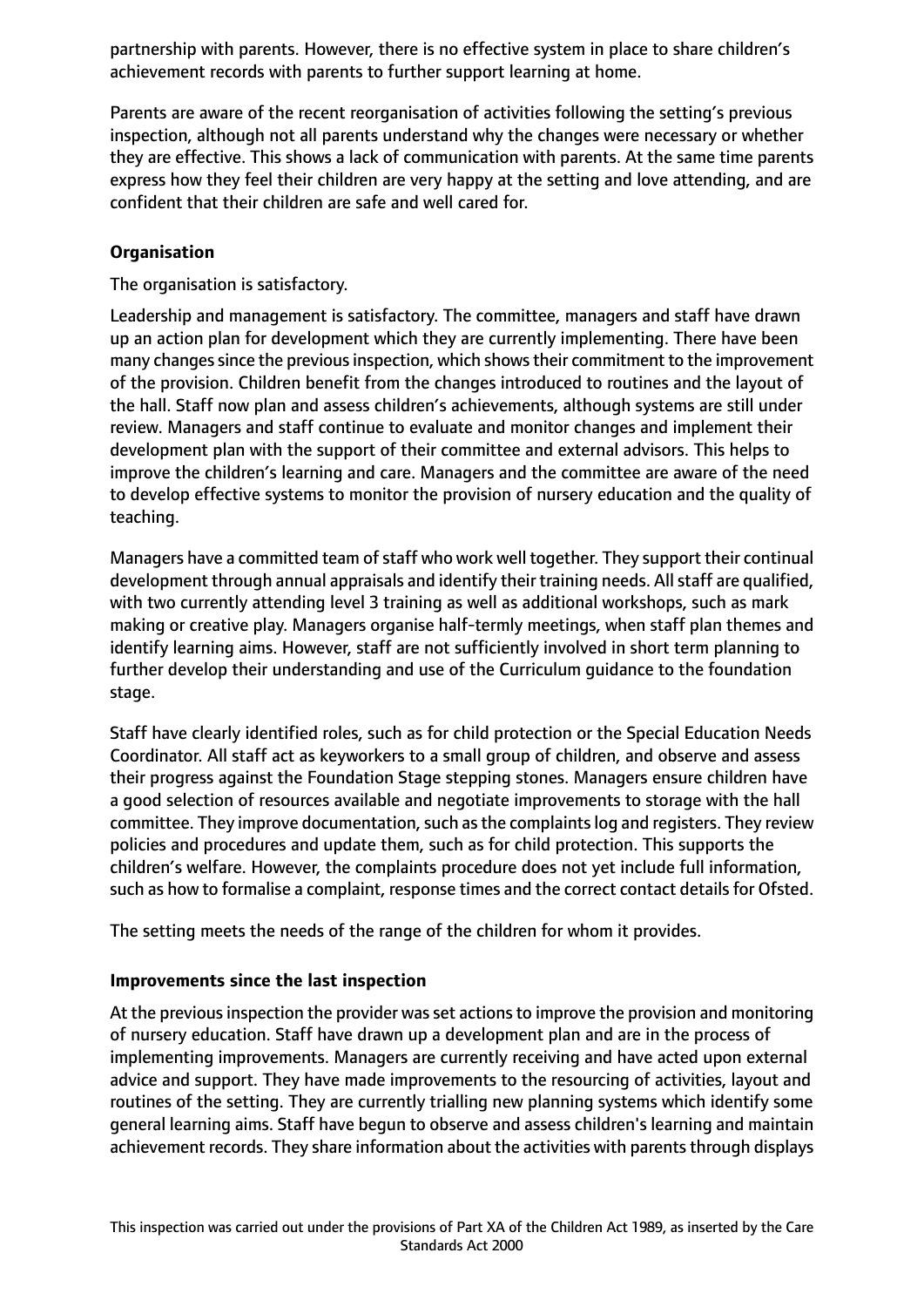partnership with parents. However, there is no effective system in place to share children's achievement records with parents to further support learning at home.

Parents are aware of the recent reorganisation of activities following the setting's previous inspection, although not all parents understand why the changes were necessary or whether they are effective. This shows a lack of communication with parents. At the same time parents express how they feel their children are very happy at the setting and love attending, and are confident that their children are safe and well cared for.

**Organisation**

The organisation is satisfactory.

Leadership and management is satisfactory. The committee, managers and staff have drawn up an action plan for development which they are currently implementing. There have been many changes since the previous inspection, which shows their commitment to the improvement of the provision. Children benefit from the changes introduced to routines and the layout of the hall. Staff now plan and assess children's achievements, although systems are still under review. Managers and staff continue to evaluate and monitor changes and implement their development plan with the support of their committee and external advisors. This helps to improve the children's learning and care. Managers and the committee are aware of the need to develop effective systems to monitor the provision of nursery education and the quality of teaching.

Managers have a committed team of staff who work well together. They support their continual development through annual appraisals and identify their training needs. All staff are qualified, with two currently attending level 3 training as well as additional workshops, such as mark making or creative play. Managers organise half-termly meetings, when staff plan themes and identify learning aims. However, staff are not sufficiently involved in short term planning to further develop their understanding and use of the Curriculum guidance to the foundation stage.

Staff have clearly identified roles, such as for child protection or the Special Education Needs Coordinator. All staff act as keyworkers to a small group of children, and observe and assess their progress against the Foundation Stage stepping stones. Managers ensure children have a good selection of resources available and negotiate improvements to storage with the hall committee. They improve documentation, such as the complaints log and registers. They review policies and procedures and update them, such as for child protection. This supports the children's welfare. However, the complaints procedure does not yet include full information, such as how to formalise a complaint, response times and the correct contact details for Ofsted.

The setting meets the needs of the range of the children for whom it provides.

**Improvements since the last inspection**

At the previous inspection the provider was set actions to improve the provision and monitoring of nursery education. Staff have drawn up a development plan and are in the process of implementing improvements. Managers are currently receiving and have acted upon external advice and support. They have made improvements to the resourcing of activities, layout and routines of the setting. They are currently trialling new planning systems which identify some general learning aims. Staff have begun to observe and assess children's learning and maintain achievement records. They share information about the activities with parents through displays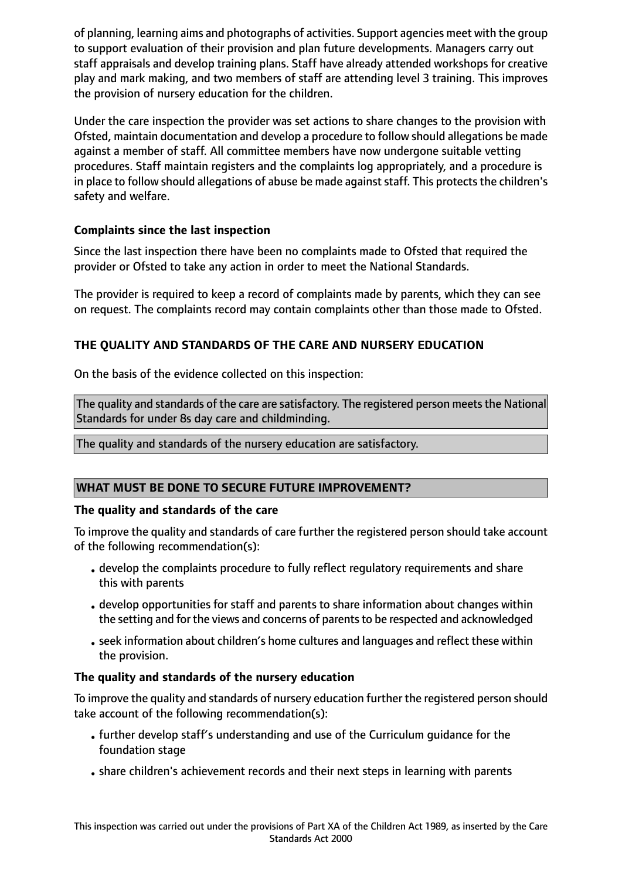of planning, learning aims and photographs of activities. Support agencies meet with the group to support evaluation of their provision and plan future developments. Managers carry out staff appraisals and develop training plans. Staff have already attended workshops for creative play and mark making, and two members of staff are attending level 3 training. This improves the provision of nursery education for the children.

Under the care inspection the provider was set actions to share changes to the provision with Ofsted, maintain documentation and develop a procedure to follow should allegations be made against a member of staff. All committee members have now undergone suitable vetting procedures. Staff maintain registers and the complaints log appropriately, and a procedure is in place to follow should allegations of abuse be made against staff. This protects the children's safety and welfare.

### Complaints since the last inspection

Since the last inspection there have been no complaints made to Ofsted that required the provider or Ofsted to take any action in order to meet the National Standards.

The provider is required to keep a record of complaints made by parents, which they can see on request. The complaints record may contain complaints other than those made to Ofsted.

## THE QUALITY AND STANDARDS OF THE CARE AND NURSERY EDUCATION

On the basis of the evidence collected on this inspection:

The quality and standards of the care are satisfactory. The registered person meets the National Standards for under 8s day care and childminding.

The quality and standards of the nursery education are satisfactory.

## WHAT MUST BE DONE TO SECURE FUTURE IMPROVEMENT?

### The quality and standards of the care

To improve the quality and standards of care further the registered person should take account of the following recommendation(s):

- develop the complaints procedure to fully reflect regulatory requirements and share this with parents
- develop opportunities for staff and parents to share information about changes within the setting and for the views and concerns of parents to be respected and acknowledged
- seek information about children's home cultures and languages and reflect these within the provision.

### The quality and standards of the nursery education

To improve the quality and standards of nursery education further the registered person should take account of the following recommendation(s):

- further develop staff's understanding and use of the Curriculum guidance for the foundation stage
- share children's achievement records and their next steps in learning with parents

This inspection was carried out under the provisions of Part XA of the Children Act 1989, as inserted by the Care Standards Act 2000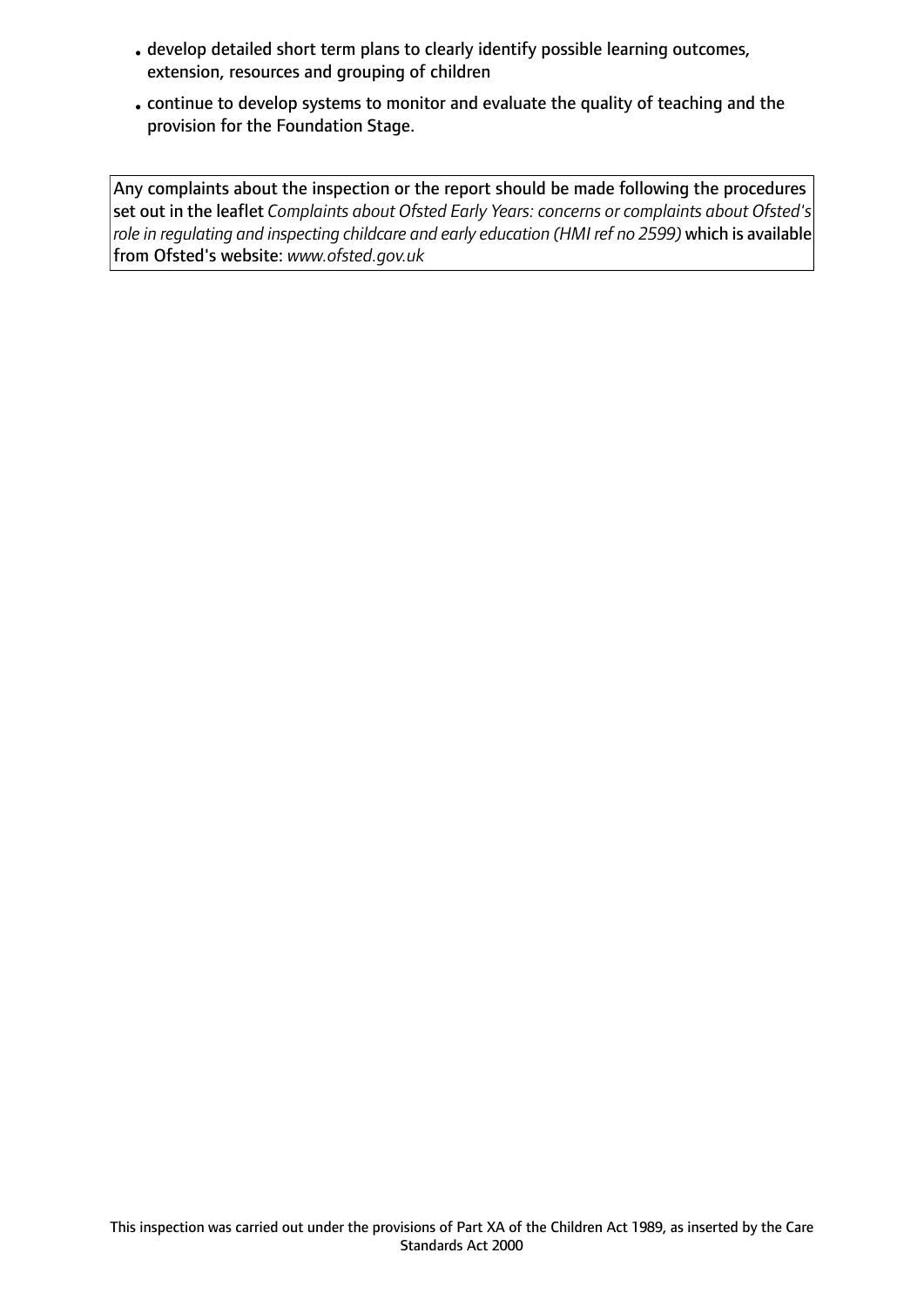- develop detailed short term plans to clearly identify possible learning outcomes, extension, resources and grouping of children
- continue to develop systems to monitor and evaluate the quality of teaching and the provision for the Foundation Stage.

Any complaints about the inspection or the report should be made following the procedures set out in the leaflet *Complaints about Ofsted Early Years: concerns or complaints about Ofsted's role in regulating and inspecting childcare and early education (HMI ref no 2599)* which is available from Ofsted's website: *www.ofsted.gov.uk*

This inspection was carried out under the provisions of Part XA of the Children Act 1989, as inserted by the Care Standards Act 2000